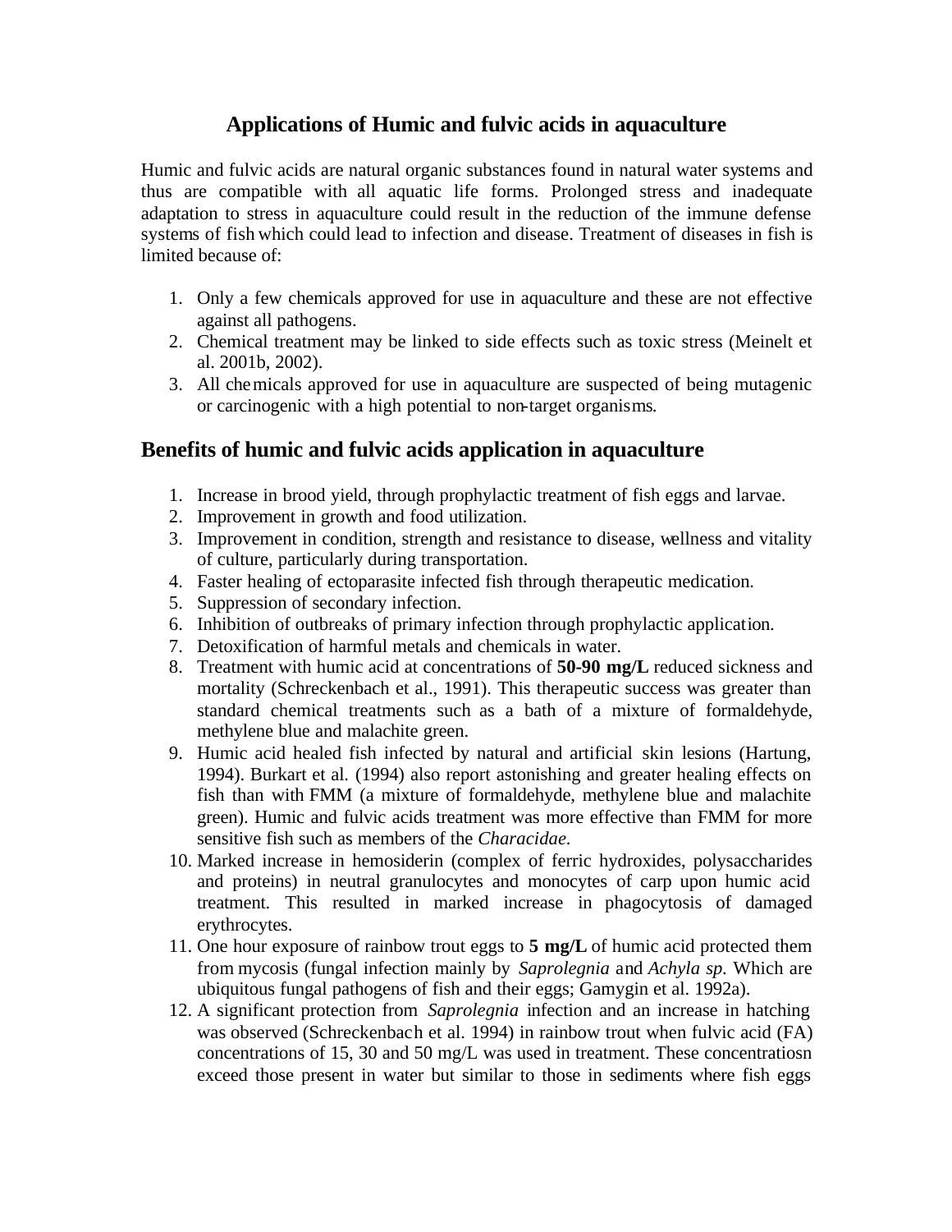# Applications of Humic and fulvic acids in aquaculture

Humic and fulvic acids are natural organic substances found in natural water systems and thus are compatible with all aquatic life forms. Prolonged stress and inadequate adaptation to stress in aquaculture could result in the reduction of the immune defense systems of fish which could lead to infection and disease. Treatment of diseases in fish is limited because of:

1. Only a few chemicals approved for use in aquaculture and these are not effective against all pathogens.
2. Chemical treatment may be linked to side effects such as toxic stress (Meinelt et al. 2001b, 2002).
3. All chemicals approved for use in aquaculture are suspected of being mutagenic or carcinogenic with a high potential to non-target organisms.

## Benefits of humic and fulvic acids application in aquaculture

1. Increase in brood yield, through prophylactic treatment of fish eggs and larvae.
2. Improvement in growth and food utilization.
3. Improvement in condition, strength and resistance to disease, wellness and vitality of culture, particularly during transportation.
4. Faster healing of ectoparasite infected fish through therapeutic medication.
5. Suppression of secondary infection.
6. Inhibition of outbreaks of primary infection through prophylactic application.
7. Detoxification of harmful metals and chemicals in water.
8. Treatment with humic acid at concentrations of **50-90 mg/L** reduced sickness and mortality (Schreckenbach et al., 1991). This therapeutic success was greater than standard chemical treatments such as a bath of a mixture of formaldehyde, methylene blue and malachite green.
9. Humic acid healed fish infected by natural and artificial skin lesions (Hartung, 1994). Burkart et al. (1994) also report astonishing and greater healing effects on fish than with FMM (a mixture of formaldehyde, methylene blue and malachite green). Humic and fulvic acids treatment was more effective than FMM for more sensitive fish such as members of the *Characidae.*
10. Marked increase in hemosiderin (complex of ferric hydroxides, polysaccharides and proteins) in neutral granulocytes and monocytes of carp upon humic acid treatment. This resulted in marked increase in phagocytosis of damaged erythrocytes.
11. One hour exposure of rainbow trout eggs to **5 mg/L** of humic acid protected them from mycosis (fungal infection mainly by *Saprolegnia* and *Achyla sp.* Which are ubiquitous fungal pathogens of fish and their eggs; Gamygin et al. 1992a).
12. A significant protection from *Saprolegnia* infection and an increase in hatching was observed (Schreckenbach et al. 1994) in rainbow trout when fulvic acid (FA) concentrations of 15, 30 and 50 mg/L was used in treatment. These concentratiosn exceed those present in water but similar to those in sediments where fish eggs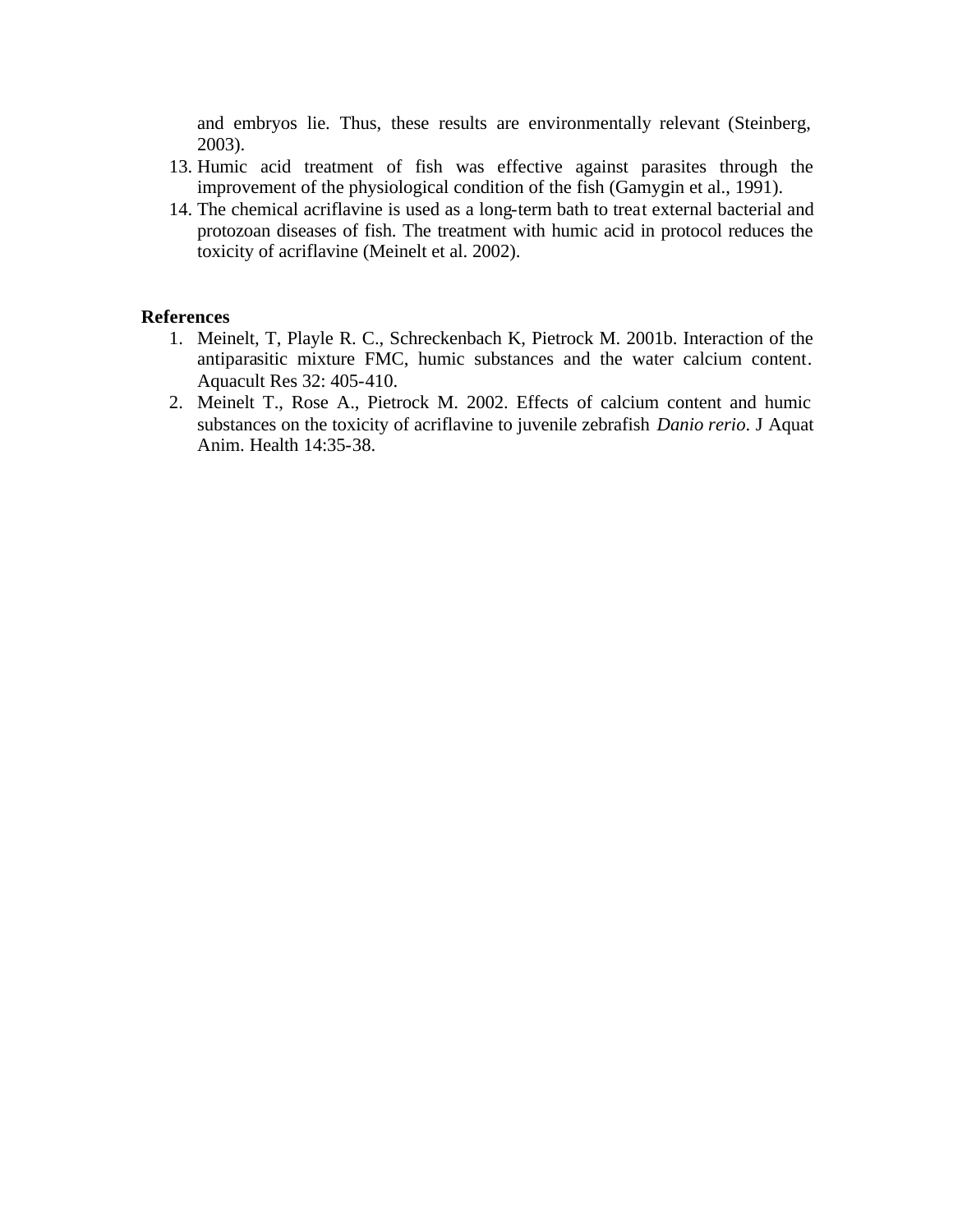and embryos lie. Thus, these results are environmentally relevant (Steinberg, 2003).

13. Humic acid treatment of fish was effective against parasites through the improvement of the physiological condition of the fish (Gamygin et al., 1991).
14. The chemical acriflavine is used as a long-term bath to treat external bacterial and protozoan diseases of fish. The treatment with humic acid in protocol reduces the toxicity of acriflavine (Meinelt et al. 2002).

**References**

1. Meinelt, T, Playle R. C., Schreckenbach K, Pietrock M. 2001b. Interaction of the antiparasitic mixture FMC, humic substances and the water calcium content. Aquacult Res 32: 405-410.
2. Meinelt T., Rose A., Pietrock M. 2002. Effects of calcium content and humic substances on the toxicity of acriflavine to juvenile zebrafish *Danio rerio*. J Aquat Anim. Health 14:35-38.